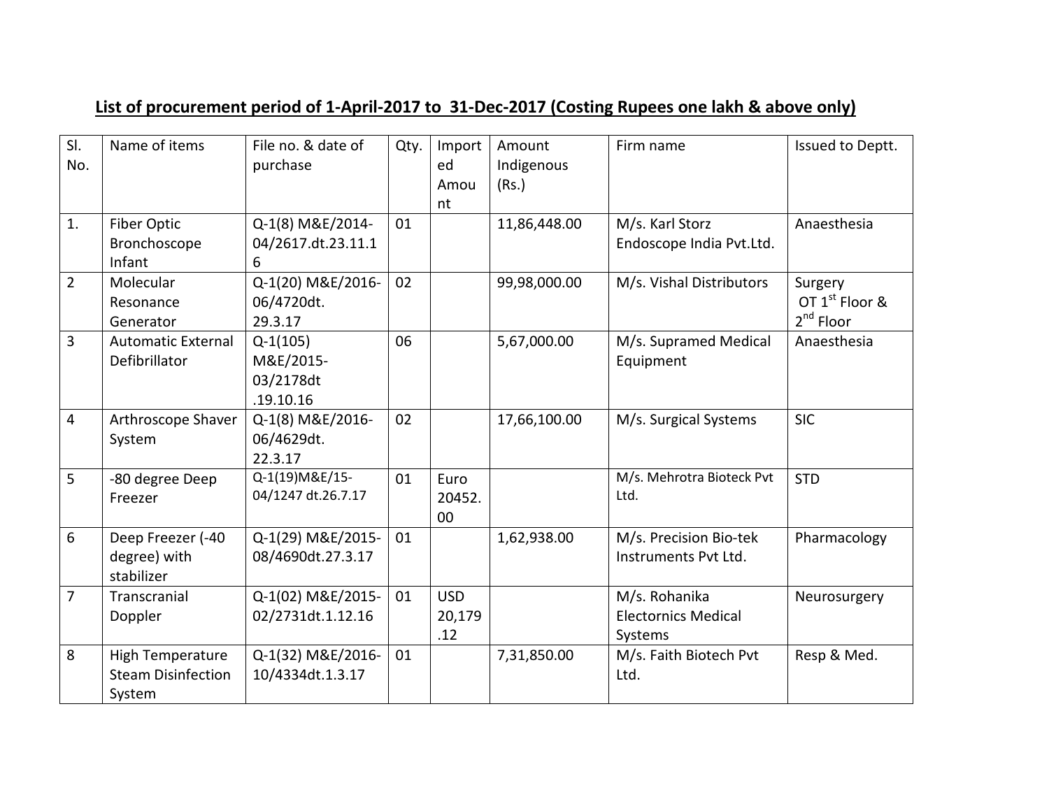## List of procurement period of 1-April-2017 to 31-Dec-2017 (Costing Rupees one lakh & above only)

| Sl. No. | Name of items | File no. & date of purchase | Qty. | Imported Amount | Amount Indigenous (Rs.) | Firm name | Issued to Deptt. |
|---|---|---|---|---|---|---|---|
| 1. | Fiber Optic Bronchoscope Infant | Q-1(8) M&E/2014-04/2617.dt.23.11.16 | 01 | | 11,86,448.00 | M/s. Karl Storz Endoscope India Pvt.Ltd. | Anaesthesia |
| 2 | Molecular Resonance Generator | Q-1(20) M&E/2016-06/4720dt. 29.3.17 | 02 | | 99,98,000.00 | M/s. Vishal Distributors | Surgery OT 1st Floor & 2nd Floor |
| 3 | Automatic External Defibrillator | Q-1(105) M&E/2015-03/2178dt .19.10.16 | 06 | | 5,67,000.00 | M/s. Supramed Medical Equipment | Anaesthesia |
| 4 | Arthroscope Shaver System | Q-1(8) M&E/2016-06/4629dt. 22.3.17 | 02 | | 17,66,100.00 | M/s. Surgical Systems | SIC |
| 5 | -80 degree Deep Freezer | Q-1(19)M&E/15-04/1247 dt.26.7.17 | 01 | Euro 20452.00 | | M/s. Mehrotra Bioteck Pvt Ltd. | STD |
| 6 | Deep Freezer (-40 degree) with stabilizer | Q-1(29) M&E/2015-08/4690dt.27.3.17 | 01 | | 1,62,938.00 | M/s. Precision Bio-tek Instruments Pvt Ltd. | Pharmacology |
| 7 | Transcranial Doppler | Q-1(02) M&E/2015-02/2731dt.1.12.16 | 01 | USD 20,179.12 | | M/s. Rohanika Electornics Medical Systems | Neurosurgery |
| 8 | High Temperature Steam Disinfection System | Q-1(32) M&E/2016-10/4334dt.1.3.17 | 01 | | 7,31,850.00 | M/s. Faith Biotech Pvt Ltd. | Resp & Med. |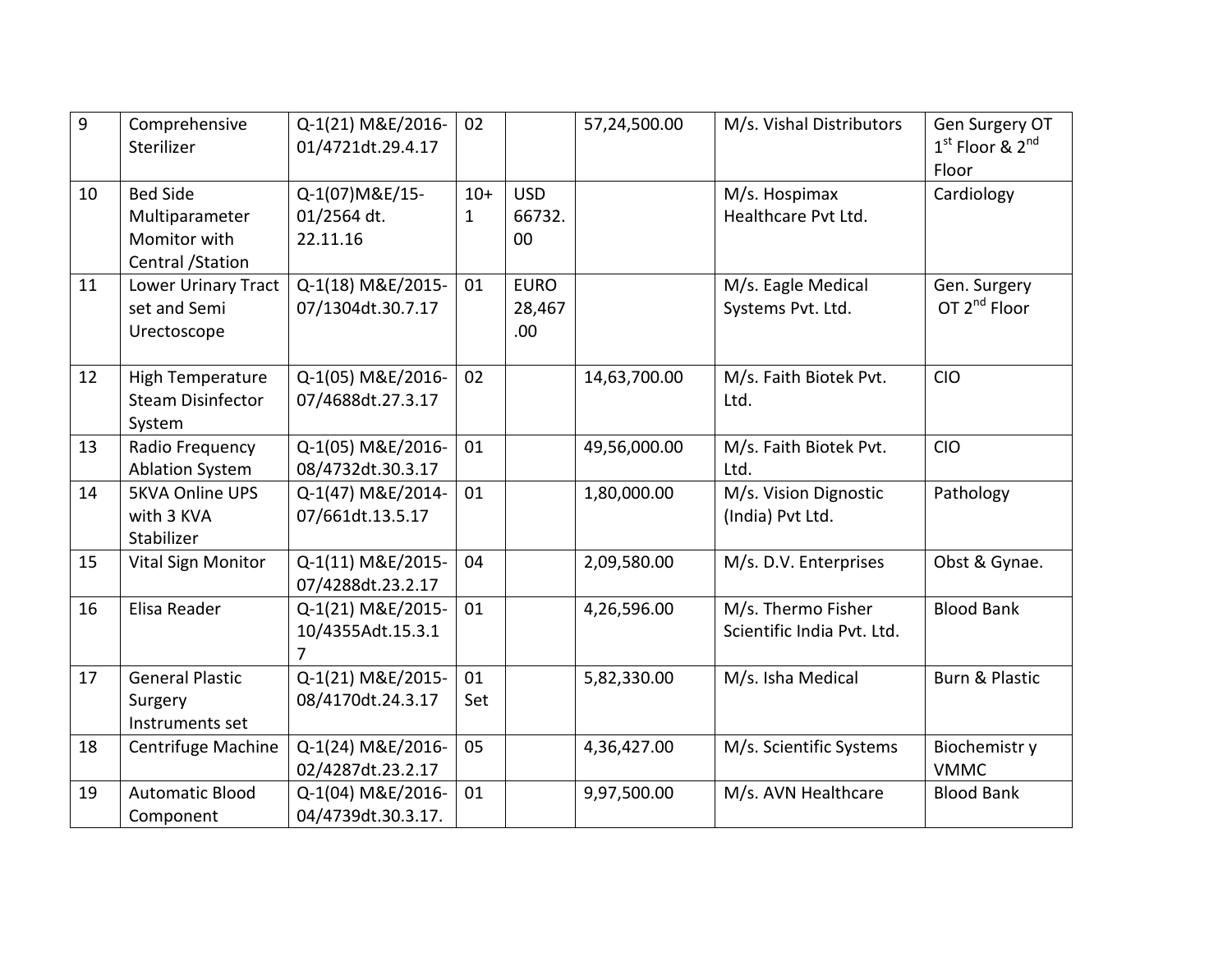| 9 | Comprehensive Sterilizer | Q-1(21) M&E/2016-01/4721dt.29.4.17 | 02 | | 57,24,500.00 | M/s. Vishal Distributors | Gen Surgery OT 1st Floor & 2nd Floor |
|---|---|---|---|---|---|---|---|
| 10 | Bed Side Multiparameter Momitor with Central /Station | Q-1(07)M&E/15-01/2564 dt. 22.11.16 | 10+1 | USD 66732.00 | | M/s. Hospimax Healthcare Pvt Ltd. | Cardiology |
| 11 | Lower Urinary Tract set and Semi Urectoscope | Q-1(18) M&E/2015-07/1304dt.30.7.17 | 01 | EURO 28,467.00 | | M/s. Eagle Medical Systems Pvt. Ltd. | Gen. Surgery OT 2nd Floor |
| 12 | High Temperature Steam Disinfector System | Q-1(05) M&E/2016-07/4688dt.27.3.17 | 02 | | 14,63,700.00 | M/s. Faith Biotek Pvt. Ltd. | CIO |
| 13 | Radio Frequency Ablation System | Q-1(05) M&E/2016-08/4732dt.30.3.17 | 01 | | 49,56,000.00 | M/s. Faith Biotek Pvt. Ltd. | CIO |
| 14 | 5KVA Online UPS with 3 KVA Stabilizer | Q-1(47) M&E/2014-07/661dt.13.5.17 | 01 | | 1,80,000.00 | M/s. Vision Dignostic (India) Pvt Ltd. | Pathology |
| 15 | Vital Sign Monitor | Q-1(11) M&E/2015-07/4288dt.23.2.17 | 04 | | 2,09,580.00 | M/s. D.V. Enterprises | Obst & Gynae. |
| 16 | Elisa Reader | Q-1(21) M&E/2015-10/4355Adt.15.3.17 | 01 | | 4,26,596.00 | M/s. Thermo Fisher Scientific India Pvt. Ltd. | Blood Bank |
| 17 | General Plastic Surgery Instruments set | Q-1(21) M&E/2015-08/4170dt.24.3.17 | 01 Set | | 5,82,330.00 | M/s. Isha Medical | Burn & Plastic |
| 18 | Centrifuge Machine | Q-1(24) M&E/2016-02/4287dt.23.2.17 | 05 | | 4,36,427.00 | M/s. Scientific Systems | Biochemistr y VMMC |
| 19 | Automatic Blood Component | Q-1(04) M&E/2016-04/4739dt.30.3.17. | 01 | | 9,97,500.00 | M/s. AVN Healthcare | Blood Bank |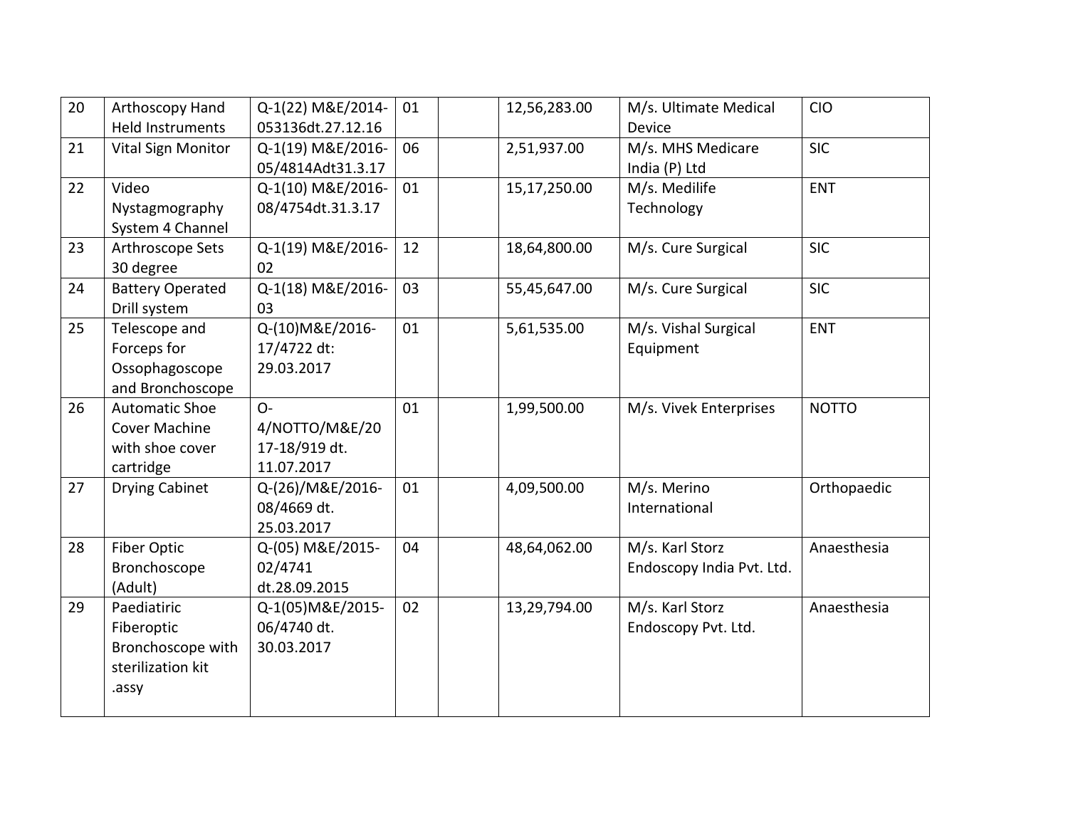| 20 | Arthoscopy Hand Held Instruments | Q-1(22) M&E/2014-053136dt.27.12.16 | 01 | | 12,56,283.00 | M/s. Ultimate Medical Device | CIO |
|---|---|---|---|---|---|---|---|
| 21 | Vital Sign Monitor | Q-1(19) M&E/2016-05/4814Adt31.3.17 | 06 | | 2,51,937.00 | M/s. MHS Medicare India (P) Ltd | SIC |
| 22 | Video Nystagmography System 4 Channel | Q-1(10) M&E/2016-08/4754dt.31.3.17 | 01 | | 15,17,250.00 | M/s. Medilife Technology | ENT |
| 23 | Arthroscope Sets 30 degree | Q-1(19) M&E/2016-02 | 12 | | 18,64,800.00 | M/s. Cure Surgical | SIC |
| 24 | Battery Operated Drill system | Q-1(18) M&E/2016-03 | 03 | | 55,45,647.00 | M/s. Cure Surgical | SIC |
| 25 | Telescope and Forceps for Ossophagoscope and Bronchoscope | Q-(10)M&E/2016-17/4722 dt: 29.03.2017 | 01 | | 5,61,535.00 | M/s. Vishal Surgical Equipment | ENT |
| 26 | Automatic Shoe Cover Machine with shoe cover cartridge | O-4/NOTTO/M&E/2017-18/919 dt. 11.07.2017 | 01 | | 1,99,500.00 | M/s. Vivek Enterprises | NOTTO |
| 27 | Drying Cabinet | Q-(26)/M&E/2016-08/4669 dt. 25.03.2017 | 01 | | 4,09,500.00 | M/s. Merino International | Orthopaedic |
| 28 | Fiber Optic Bronchoscope (Adult) | Q-(05) M&E/2015-02/4741 dt.28.09.2015 | 04 | | 48,64,062.00 | M/s. Karl Storz Endoscopy India Pvt. Ltd. | Anaesthesia |
| 29 | Paediatiric Fiberoptic Bronchoscope with sterilization kit .assy | Q-1(05)M&E/2015-06/4740 dt. 30.03.2017 | 02 | | 13,29,794.00 | M/s. Karl Storz Endoscopy Pvt. Ltd. | Anaesthesia |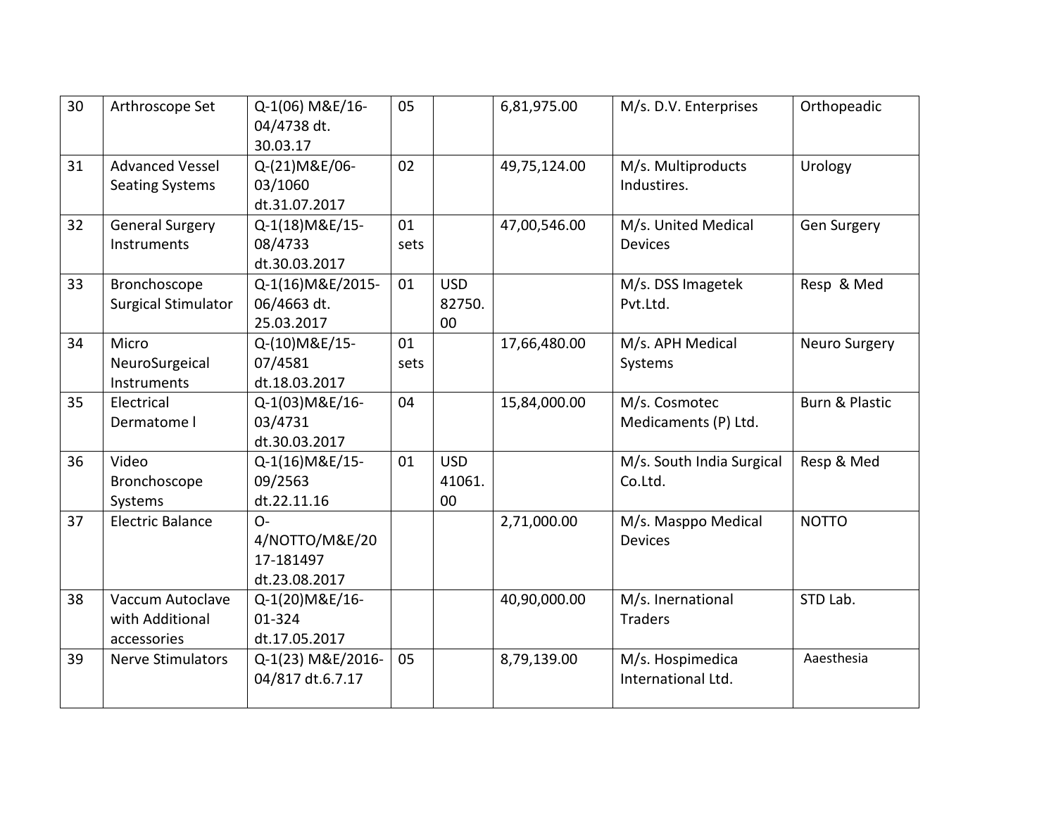| 30 | Arthroscope Set | Q-1(06) M&E/16-04/4738 dt. 30.03.17 | 05 | | 6,81,975.00 | M/s. D.V. Enterprises | Orthopeadic |
|---|---|---|---|---|---|---|---|
| 31 | Advanced Vessel Seating Systems | Q-(21)M&E/06-03/1060 dt.31.07.2017 | 02 | | 49,75,124.00 | M/s. Multiproducts Industires. | Urology |
| 32 | General Surgery Instruments | Q-1(18)M&E/15-08/4733 dt.30.03.2017 | 01 sets | | 47,00,546.00 | M/s. United Medical Devices | Gen Surgery |
| 33 | Bronchoscope Surgical Stimulator | Q-1(16)M&E/2015-06/4663 dt. 25.03.2017 | 01 | USD 82750.00 | | M/s. DSS Imagetek Pvt.Ltd. | Resp & Med |
| 34 | Micro NeuroSurgeical Instruments | Q-(10)M&E/15-07/4581 dt.18.03.2017 | 01 sets | | 17,66,480.00 | M/s. APH Medical Systems | Neuro Surgery |
| 35 | Electrical Dermatome l | Q-1(03)M&E/16-03/4731 dt.30.03.2017 | 04 | | 15,84,000.00 | M/s. Cosmotec Medicaments (P) Ltd. | Burn & Plastic |
| 36 | Video Bronchoscope Systems | Q-1(16)M&E/15-09/2563 dt.22.11.16 | 01 | USD 41061.00 | | M/s. South India Surgical Co.Ltd. | Resp & Med |
| 37 | Electric Balance | O-4/NOTTO/M&E/2017-181497 dt.23.08.2017 | | | 2,71,000.00 | M/s. Masppo Medical Devices | NOTTO |
| 38 | Vaccum Autoclave with Additional accessories | Q-1(20)M&E/16-01-324 dt.17.05.2017 | | | 40,90,000.00 | M/s. Inernational Traders | STD Lab. |
| 39 | Nerve Stimulators | Q-1(23) M&E/2016-04/817 dt.6.7.17 | 05 | | 8,79,139.00 | M/s. Hospimedica International Ltd. | Aaesthesia |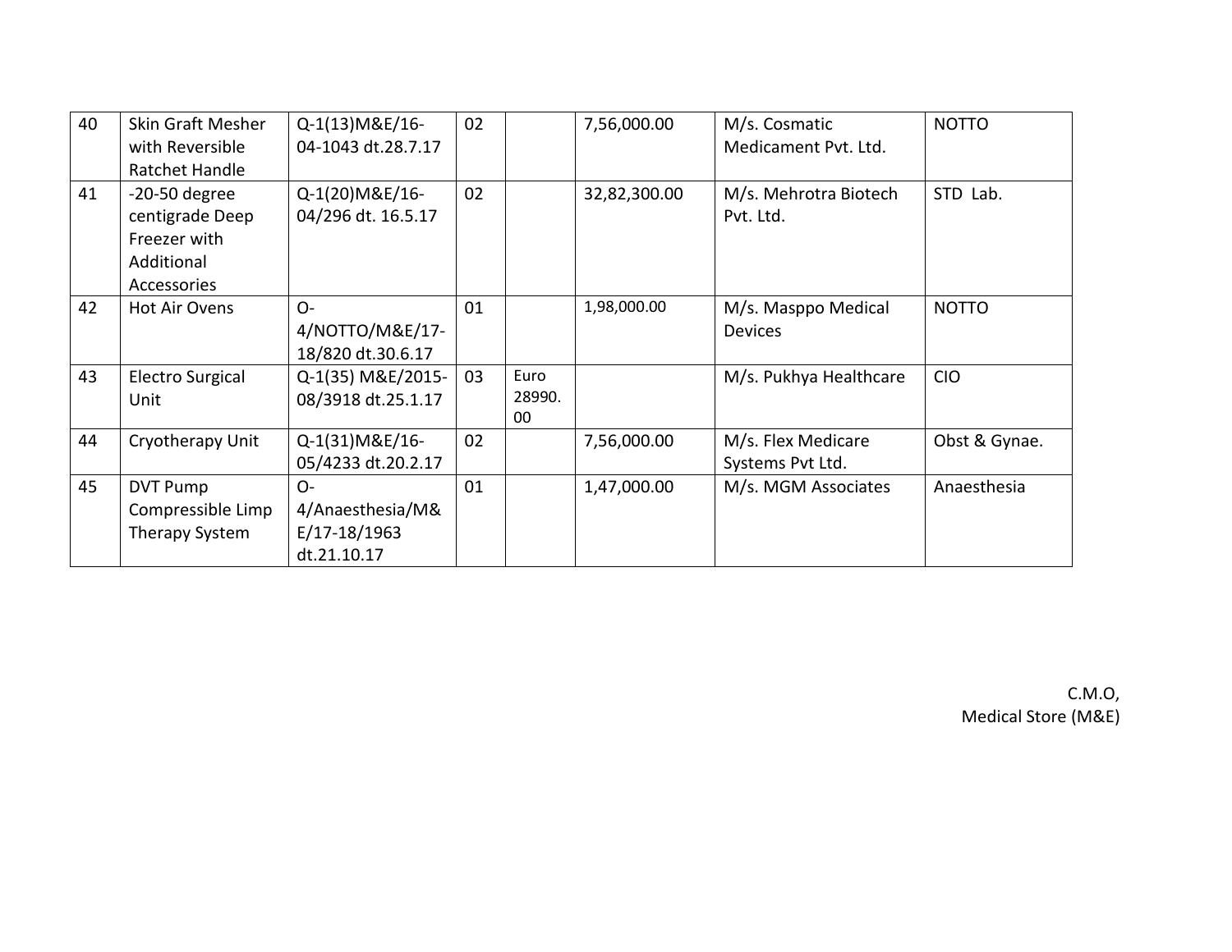| | | | | | | | |
|---|---|---|---|---|---|---|---|
| 40 | Skin Graft Mesher with Reversible Ratchet Handle | Q-1(13)M&E/16-04-1043 dt.28.7.17 | 02 | | 7,56,000.00 | M/s. Cosmatic Medicament Pvt. Ltd. | NOTTO |
| 41 | -20-50 degree centigrade Deep Freezer with Additional Accessories | Q-1(20)M&E/16-04/296 dt. 16.5.17 | 02 | | 32,82,300.00 | M/s. Mehrotra Biotech Pvt. Ltd. | STD Lab. |
| 42 | Hot Air Ovens | O-4/NOTTO/M&E/17-18/820 dt.30.6.17 | 01 | | 1,98,000.00 | M/s. Masppo Medical Devices | NOTTO |
| 43 | Electro Surgical Unit | Q-1(35) M&E/2015-08/3918 dt.25.1.17 | 03 | Euro 28990.00 | | M/s. Pukhya Healthcare | CIO |
| 44 | Cryotherapy Unit | Q-1(31)M&E/16-05/4233 dt.20.2.17 | 02 | | 7,56,000.00 | M/s. Flex Medicare Systems Pvt Ltd. | Obst & Gynae. |
| 45 | DVT Pump Compressible Limp Therapy System | O-4/Anaesthesia/M&E/17-18/1963 dt.21.10.17 | 01 | | 1,47,000.00 | M/s. MGM Associates | Anaesthesia |

C.M.O,
Medical Store (M&E)